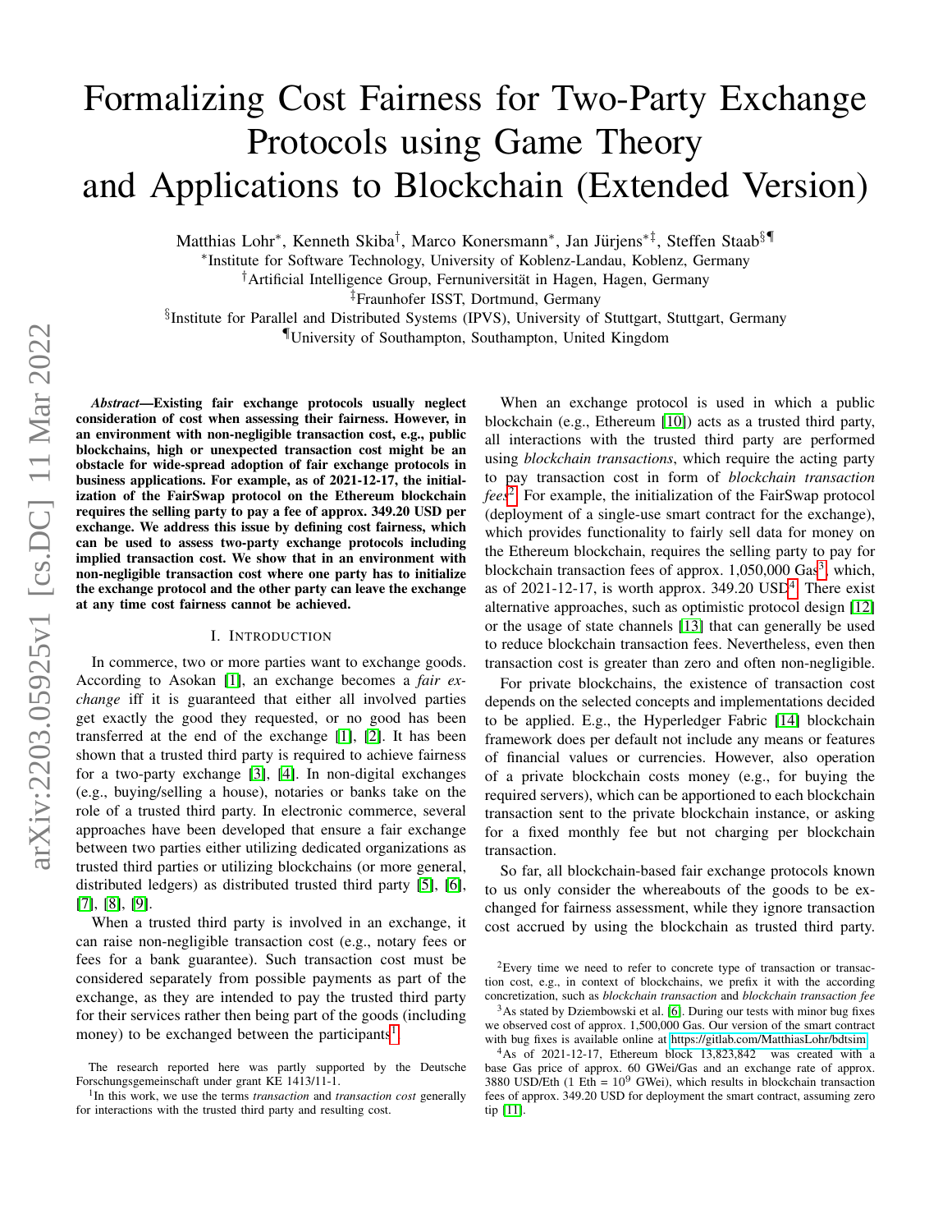# Formalizing Cost Fairness for Two-Party Exchange Protocols using Game Theory and Applications to Blockchain (Extended Version)

Matthias Lohr*, Kenneth Skiba†, Marco Konersmann*, Jan Jürjens*‡, Steffen Staab§¶

*Institute for Software Technology, University of Koblenz-Landau, Koblenz, Germany
†Artificial Intelligence Group, Fernuniversität in Hagen, Hagen, Germany
‡Fraunhofer ISST, Dortmund, Germany
§Institute for Parallel and Distributed Systems (IPVS), University of Stuttgart, Stuttgart, Germany
¶University of Southampton, Southampton, United Kingdom

***Abstract*—Existing fair exchange protocols usually neglect consideration of cost when assessing their fairness. However, in an environment with non-negligible transaction cost, e.g., public blockchains, high or unexpected transaction cost might be an obstacle for wide-spread adoption of fair exchange protocols in business applications. For example, as of 2021-12-17, the initialization of the FairSwap protocol on the Ethereum blockchain requires the selling party to pay a fee of approx. 349.20 USD per exchange. We address this issue by defining cost fairness, which can be used to assess two-party exchange protocols including implied transaction cost. We show that in an environment with non-negligible transaction cost where one party has to initialize the exchange protocol and the other party can leave the exchange at any time cost fairness cannot be achieved.**

## I. Introduction

In commerce, two or more parties want to exchange goods. According to Asokan [1], an exchange becomes a *fair exchange* iff it is guaranteed that either all involved parties get exactly the good they requested, or no good has been transferred at the end of the exchange [1], [2]. It has been shown that a trusted third party is required to achieve fairness for a two-party exchange [3], [4]. In non-digital exchanges (e.g., buying/selling a house), notaries or banks take on the role of a trusted third party. In electronic commerce, several approaches have been developed that ensure a fair exchange between two parties either utilizing dedicated organizations as trusted third parties or utilizing blockchains (or more general, distributed ledgers) as distributed trusted third party [5], [6], [7], [8], [9].

When a trusted third party is involved in an exchange, it can raise non-negligible transaction cost (e.g., notary fees or fees for a bank guarantee). Such transaction cost must be considered separately from possible payments as part of the exchange, as they are intended to pay the trusted third party for their services rather then being part of the goods (including money) to be exchanged between the participants[1].

When an exchange protocol is used in which a public blockchain (e.g., Ethereum [10]) acts as a trusted third party, all interactions with the trusted third party are performed using *blockchain transactions*, which require the acting party to pay transaction cost in form of *blockchain transaction fees*[2]. For example, the initialization of the FairSwap protocol (deployment of a single-use smart contract for the exchange), which provides functionality to fairly sell data for money on the Ethereum blockchain, requires the selling party to pay for blockchain transaction fees of approx. 1,050,000 Gas[3], which, as of 2021-12-17, is worth approx. 349.20 USD[4]. There exist alternative approaches, such as optimistic protocol design [12] or the usage of state channels [13] that can generally be used to reduce blockchain transaction fees. Nevertheless, even then transaction cost is greater than zero and often non-negligible.

For private blockchains, the existence of transaction cost depends on the selected concepts and implementations decided to be applied. E.g., the Hyperledger Fabric [14] blockchain framework does per default not include any means or features of financial values or currencies. However, also operation of a private blockchain costs money (e.g., for buying the required servers), which can be apportioned to each blockchain transaction sent to the private blockchain instance, or asking for a fixed monthly fee but not charging per blockchain transaction.

So far, all blockchain-based fair exchange protocols known to us only consider the whereabouts of the goods to be exchanged for fairness assessment, while they ignore transaction cost accrued by using the blockchain as trusted third party.

The research reported here was partly supported by the Deutsche Forschungsgemeinschaft under grant KE 1413/11-1.

[1] In this work, we use the terms *transaction* and *transaction cost* generally for interactions with the trusted third party and resulting cost.

[2] Every time we need to refer to concrete type of transaction or transaction cost, e.g., in context of blockchains, we prefix it with the according concretization, such as *blockchain transaction* and *blockchain transaction fee*

[3] As stated by Dziembowski et al. [6]. During our tests with minor bug fixes we observed cost of approx. 1,500,000 Gas. Our version of the smart contract with bug fixes is available online at https://gitlab.com/MatthiasLohr/bdtsim.

[4] As of 2021-12-17, Ethereum block 13,823,842 was created with a base Gas price of approx. 60 GWei/Gas and an exchange rate of approx. 3880 USD/Eth (1 Eth = $10^9$ GWei), which results in blockchain transaction fees of approx. 349.20 USD for deployment the smart contract, assuming zero tip [11].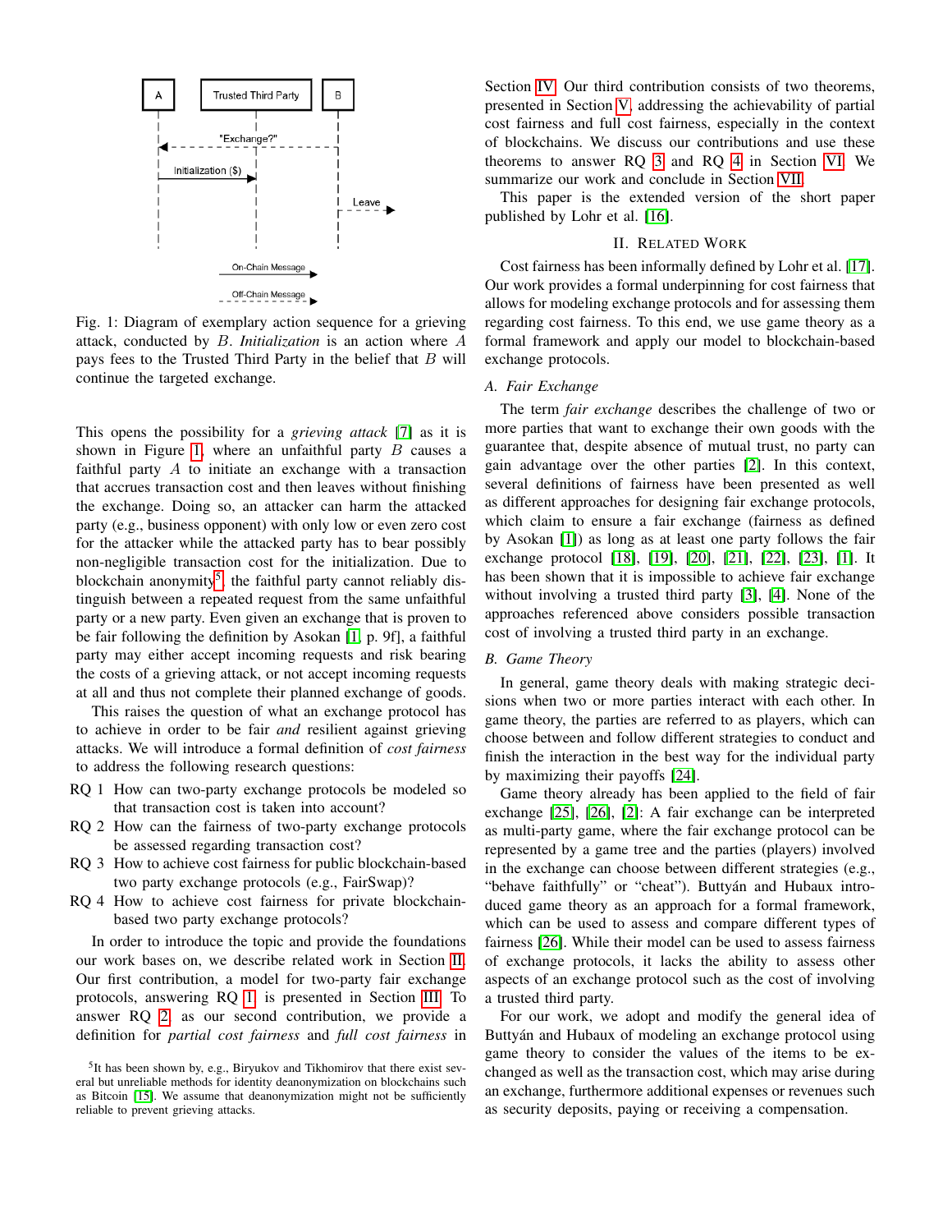Fig. 1: Diagram of exemplary action sequence for a grieving attack, conducted by $B$. *Initialization* is an action where $A$ pays fees to the Trusted Third Party in the belief that $B$ will continue the targeted exchange.

This opens the possibility for a *grieving attack* [7] as it is shown in Figure 1, where an unfaithful party $B$ causes a faithful party $A$ to initiate an exchange with a transaction that accrues transaction cost and then leaves without finishing the exchange. Doing so, an attacker can harm the attacked party (e.g., business opponent) with only low or even zero cost for the attacker while the attacked party has to bear possibly non-negligible transaction cost for the initialization. Due to blockchain anonymity[5], the faithful party cannot reliably distinguish between a repeated request from the same unfaithful party or a new party. Even given an exchange that is proven to be fair following the definition by Asokan [1, p. 9f], a faithful party may either accept incoming requests and risk bearing the costs of a grieving attack, or not accept incoming requests at all and thus not complete their planned exchange of goods.

This raises the question of what an exchange protocol has to achieve in order to be fair *and* resilient against grieving attacks. We will introduce a formal definition of *cost fairness* to address the following research questions:

- RQ 1 How can two-party exchange protocols be modeled so that transaction cost is taken into account?
- RQ 2 How can the fairness of two-party exchange protocols be assessed regarding transaction cost?
- RQ 3 How to achieve cost fairness for public blockchain-based two party exchange protocols (e.g., FairSwap)?
- RQ 4 How to achieve cost fairness for private blockchain-based two party exchange protocols?

In order to introduce the topic and provide the foundations our work bases on, we describe related work in Section II. Our first contribution, a model for two-party fair exchange protocols, answering RQ 1 is presented in Section III. To answer RQ 2, as our second contribution, we provide a definition for *partial cost fairness* and *full cost fairness* in Section IV. Our third contribution consists of two theorems, presented in Section V, addressing the achievability of partial cost fairness and full cost fairness, especially in the context of blockchains. We discuss our contributions and use these theorems to answer RQ 3 and RQ 4 in Section VI. We summarize our work and conclude in Section VII.

This paper is the extended version of the short paper published by Lohr et al. [16].

[5]It has been shown by, e.g., Biryukov and Tikhomirov that there exist several but unreliable methods for identity deanonymization on blockchains such as Bitcoin [15]. We assume that deanonymization might not be sufficiently reliable to prevent grieving attacks.

## II. Related Work

Cost fairness has been informally defined by Lohr et al. [17]. Our work provides a formal underpinning for cost fairness that allows for modeling exchange protocols and for assessing them regarding cost fairness. To this end, we use game theory as a formal framework and apply our model to blockchain-based exchange protocols.

### A. Fair Exchange

The term *fair exchange* describes the challenge of two or more parties that want to exchange their own goods with the guarantee that, despite absence of mutual trust, no party can gain advantage over the other parties [2]. In this context, several definitions of fairness have been presented as well as different approaches for designing fair exchange protocols, which claim to ensure a fair exchange (fairness as defined by Asokan [1]) as long as at least one party follows the fair exchange protocol [18], [19], [20], [21], [22], [23], [1]. It has been shown that it is impossible to achieve fair exchange without involving a trusted third party [3], [4]. None of the approaches referenced above considers possible transaction cost of involving a trusted third party in an exchange.

### B. Game Theory

In general, game theory deals with making strategic decisions when two or more parties interact with each other. In game theory, the parties are referred to as players, which can choose between and follow different strategies to conduct and finish the interaction in the best way for the individual party by maximizing their payoffs [24].

Game theory already has been applied to the field of fair exchange [25], [26], [2]: A fair exchange can be interpreted as multi-party game, where the fair exchange protocol can be represented by a game tree and the parties (players) involved in the exchange can choose between different strategies (e.g., "behave faithfully" or "cheat"). Buttyán and Hubaux introduced game theory as an approach for a formal framework, which can be used to assess and compare different types of fairness [26]. While their model can be used to assess fairness of exchange protocols, it lacks the ability to assess other aspects of an exchange protocol such as the cost of involving a trusted third party.

For our work, we adopt and modify the general idea of Buttyán and Hubaux of modeling an exchange protocol using game theory to consider the values of the items to be exchanged as well as the transaction cost, which may arise during an exchange, furthermore additional expenses or revenues such as security deposits, paying or receiving a compensation.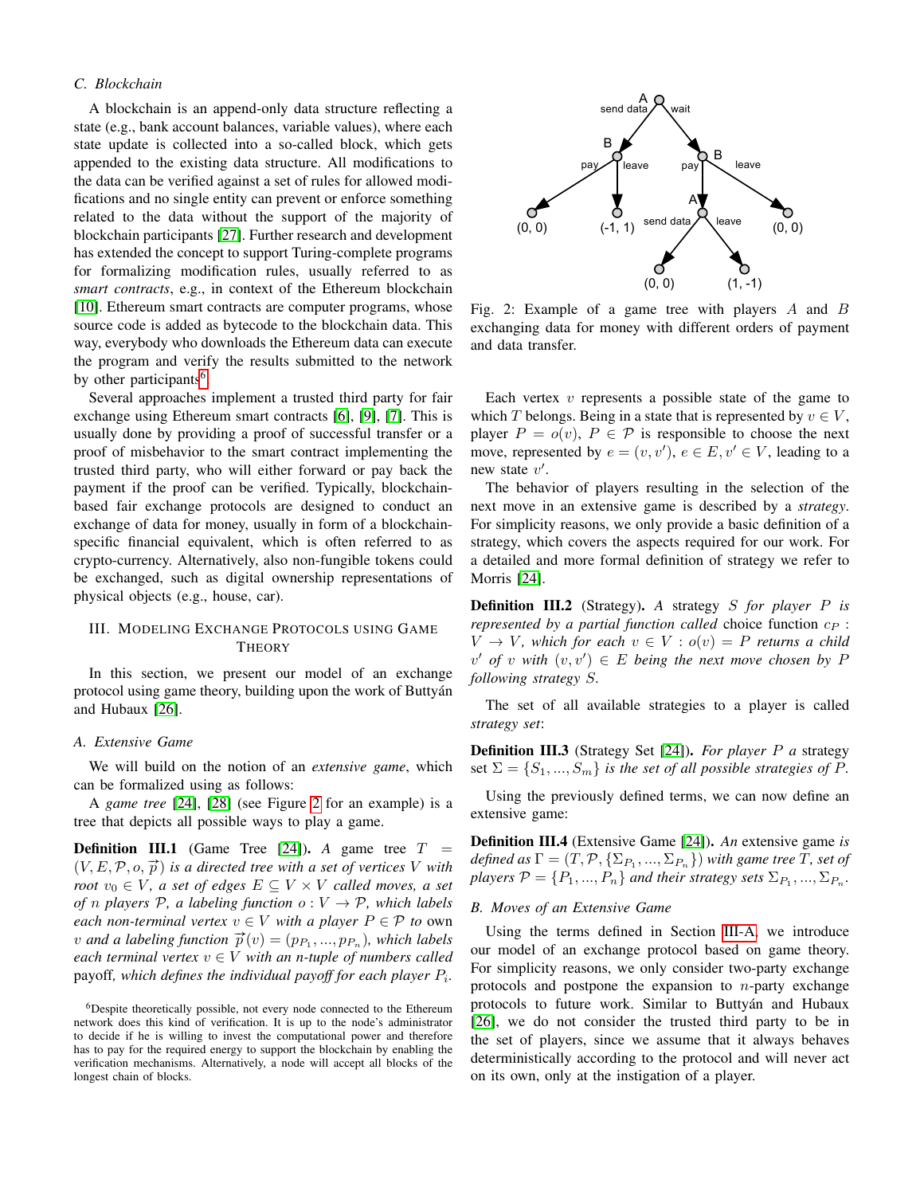### C. Blockchain

A blockchain is an append-only data structure reflecting a state (e.g., bank account balances, variable values), where each state update is collected into a so-called block, which gets appended to the existing data structure. All modifications to the data can be verified against a set of rules for allowed modifications and no single entity can prevent or enforce something related to the data without the support of the majority of blockchain participants [27]. Further research and development has extended the concept to support Turing-complete programs for formalizing modification rules, usually referred to as *smart contracts*, e.g., in context of the Ethereum blockchain [10]. Ethereum smart contracts are computer programs, whose source code is added as bytecode to the blockchain data. This way, everybody who downloads the Ethereum data can execute the program and verify the results submitted to the network by other participants[6].

Several approaches implement a trusted third party for fair exchange using Ethereum smart contracts [6], [9], [7]. This is usually done by providing a proof of successful transfer or a proof of misbehavior to the smart contract implementing the trusted third party, who will either forward or pay back the payment if the proof can be verified. Typically, blockchain-based fair exchange protocols are designed to conduct an exchange of data for money, usually in form of a blockchain-specific financial equivalent, which is often referred to as crypto-currency. Alternatively, also non-fungible tokens could be exchanged, such as digital ownership representations of physical objects (e.g., house, car).

## III. Modeling Exchange Protocols using Game Theory

In this section, we present our model of an exchange protocol using game theory, building upon the work of Buttyán and Hubaux [26].

### A. Extensive Game

We will build on the notion of an *extensive game*, which can be formalized using as follows:

A *game tree* [24], [28] (see Figure 2 for an example) is a tree that depicts all possible ways to play a game.

**Definition III.1** (Game Tree [24]). *A game tree $T = (V, E, \mathcal{P}, o, \vec{p})$ is a directed tree with a set of vertices $V$ with root $v_0 \in V$, a set of edges $E \subseteq V \times V$ called moves, a set of $n$ players $\mathcal{P}$, a labeling function $o : V \rightarrow \mathcal{P}$, which labels each non-terminal vertex $v \in V$ with a player $P \in \mathcal{P}$ to* own *$v$ and a labeling function $\vec{p}(v) = (p_{P_1}, ..., p_{P_n})$, which labels each terminal vertex $v \in V$ with an n-tuple of numbers called* payoff*, which defines the individual payoff for each player $P_i$.*

[6] Despite theoretically possible, not every node connected to the Ethereum network does this kind of verification. It is up to the node's administrator to decide if he is willing to invest the computational power and therefore has to pay for the required energy to support the blockchain by enabling the verification mechanisms. Alternatively, a node will accept all blocks of the longest chain of blocks.

Fig. 2: Example of a game tree with players $A$ and $B$ exchanging data for money with different orders of payment and data transfer.

Each vertex $v$ represents a possible state of the game to which $T$ belongs. Being in a state that is represented by $v \in V$, player $P = o(v)$, $P \in \mathcal{P}$ is responsible to choose the next move, represented by $e = (v, v')$, $e \in E, v' \in V$, leading to a new state $v'$.

The behavior of players resulting in the selection of the next move in an extensive game is described by a *strategy*. For simplicity reasons, we only provide a basic definition of a strategy, which covers the aspects required for our work. For a detailed and more formal definition of strategy we refer to Morris [24].

**Definition III.2** (Strategy). *A strategy $S$ for player $P$ is represented by a partial function called* choice function *$c_P : V \rightarrow V$, which for each $v \in V : o(v) = P$ returns a child $v'$ of $v$ with $(v, v') \in E$ being the next move chosen by $P$ following strategy $S$.*

The set of all available strategies to a player is called *strategy set*:

**Definition III.3** (Strategy Set [24]). *For player $P$ a* strategy set *$\Sigma = \{S_1, ..., S_m\}$ is the set of all possible strategies of $P$.*

Using the previously defined terms, we can now define an extensive game:

**Definition III.4** (Extensive Game [24]). *An* extensive game *is defined as $\Gamma = (T, \mathcal{P}, \{\Sigma_{P_1}, ..., \Sigma_{P_n}\})$ with game tree $T$, set of players $\mathcal{P} = \{P_1, ..., P_n\}$ and their strategy sets $\Sigma_{P_1}, ..., \Sigma_{P_n}$.*

### B. Moves of an Extensive Game

Using the terms defined in Section III-A, we introduce our model of an exchange protocol based on game theory. For simplicity reasons, we only consider two-party exchange protocols and postpone the expansion to $n$-party exchange protocols to future work. Similar to Buttyán and Hubaux [26], we do not consider the trusted third party to be in the set of players, since we assume that it always behaves deterministically according to the protocol and will never act on its own, only at the instigation of a player.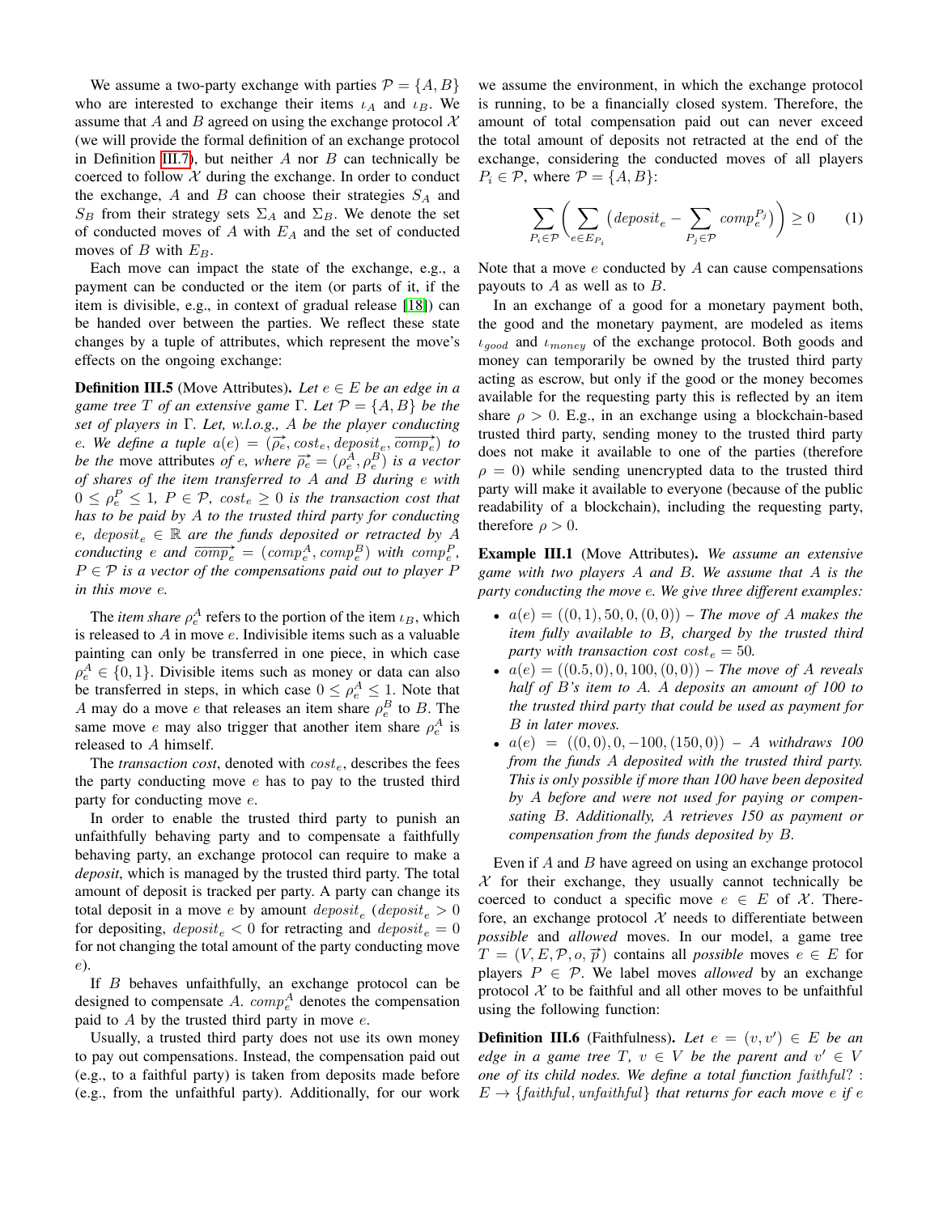We assume a two-party exchange with parties $\mathcal{P} = \{A, B\}$ who are interested to exchange their items $\iota_A$ and $\iota_B$. We assume that $A$ and $B$ agreed on using the exchange protocol $\mathcal{X}$ (we will provide the formal definition of an exchange protocol in Definition III.7), but neither $A$ nor $B$ can technically be coerced to follow $\mathcal{X}$ during the exchange. In order to conduct the exchange, $A$ and $B$ can choose their strategies $S_A$ and $S_B$ from their strategy sets $\Sigma_A$ and $\Sigma_B$. We denote the set of conducted moves of $A$ with $E_A$ and the set of conducted moves of $B$ with $E_B$.

Each move can impact the state of the exchange, e.g., a payment can be conducted or the item (or parts of it, if the item is divisible, e.g., in context of gradual release [18]) can be handed over between the parties. We reflect these state changes by a tuple of attributes, which represent the move's effects on the ongoing exchange:

**Definition III.5** (Move Attributes). *Let $e \in E$ be an edge in a game tree $T$ of an extensive game $\Gamma$. Let $\mathcal{P} = \{A, B\}$ be the set of players in $\Gamma$. Let, w.l.o.g., $A$ be the player conducting $e$. We define a tuple $a(e) = (\overrightarrow{\rho_e}, cost_e, deposit_e, \overrightarrow{comp_e})$ to be the* move attributes *of $e$, where $\overrightarrow{\rho_e} = (\rho_e^A, \rho_e^B)$ is a vector of shares of the item transferred to $A$ and $B$ during $e$ with $0 \leq \rho_e^P \leq 1$, $P \in \mathcal{P}$, $cost_e \geq 0$ is the transaction cost that has to be paid by $A$ to the trusted third party for conducting $e$, $deposit_e \in \mathbb{R}$ are the funds deposited or retracted by $A$ conducting $e$ and $\overrightarrow{comp_e} = (comp_e^A, comp_e^B)$ with $comp_e^P$, $P \in \mathcal{P}$ is a vector of the compensations paid out to player $P$ in this move $e$.*

The *item share* $\rho_e^A$ refers to the portion of the item $\iota_B$, which is released to $A$ in move $e$. Indivisible items such as a valuable painting can only be transferred in one piece, in which case $\rho_e^A \in \{0, 1\}$. Divisible items such as money or data can also be transferred in steps, in which case $0 \leq \rho_e^A \leq 1$. Note that $A$ may do a move $e$ that releases an item share $\rho_e^B$ to $B$. The same move $e$ may also trigger that another item share $\rho_e^A$ is released to $A$ himself.

The *transaction cost*, denoted with $cost_e$, describes the fees the party conducting move $e$ has to pay to the trusted third party for conducting move $e$.

In order to enable the trusted third party to punish an unfaithfully behaving party and to compensate a faithfully behaving party, an exchange protocol can require to make a *deposit*, which is managed by the trusted third party. The total amount of deposit is tracked per party. A party can change its total deposit in a move $e$ by an amount $deposit_e$ ($deposit_e > 0$ for depositing, $deposit_e < 0$ for retracting and $deposit_e = 0$ for not changing the total amount of the party conducting move $e$).

If $B$ behaves unfaithfully, an exchange protocol can be designed to compensate $A$. $comp_e^A$ denotes the compensation paid to $A$ by the trusted third party in move $e$.

Usually, a trusted third party does not use its own money to pay out compensations. Instead, the compensation paid out (e.g., to a faithful party) is taken from deposits made before (e.g., from the unfaithful party). Additionally, for our work we assume the environment, in which the exchange protocol is running, to be a financially closed system. Therefore, the amount of total compensation paid out can never exceed the total amount of deposits not retracted at the end of the exchange, considering the conducted moves of all players $P_i \in \mathcal{P}$, where $\mathcal{P} = \{A, B\}$:

$$\sum_{P_i \in \mathcal{P}} \left( \sum_{e \in E_{P_i}} \left( deposit_e - \sum_{P_j \in \mathcal{P}} comp_e^{P_j} \right) \right) \geq 0 \qquad (1)$$

Note that a move $e$ conducted by $A$ can cause compensations payouts to $A$ as well as to $B$.

In an exchange of a good for a monetary payment both, the good and the monetary payment, are modeled as items $\iota_{good}$ and $\iota_{money}$ of the exchange protocol. Both goods and money can temporarily be owned by the trusted third party acting as escrow, but only if the good or the money becomes available for the requesting party this is reflected by an item share $\rho > 0$. E.g., in an exchange using a blockchain-based trusted third party, sending money to the trusted third party does not make it available to one of the parties (therefore $\rho = 0$) while sending unencrypted data to the trusted third party will make it available to everyone (because of the public readability of a blockchain), including the requesting party, therefore $\rho > 0$.

**Example III.1** (Move Attributes). *We assume an extensive game with two players $A$ and $B$. We assume that $A$ is the party conducting the move $e$. We give three different examples:*

- *$a(e) = ((0, 1), 50, 0, (0, 0))$ – The move of $A$ makes the item fully available to $B$, charged by the trusted third party with transaction cost $cost_e = 50$.*
- *$a(e) = ((0.5, 0), 0, 100, (0, 0))$ – The move of $A$ reveals half of $B$'s item to $A$. $A$ deposits an amount of 100 to the trusted third party that could be used as payment for $B$ in later moves.*
- *$a(e) = ((0, 0), 0, -100, (150, 0))$ – $A$ withdraws 100 from the funds $A$ deposited with the trusted third party. This is only possible if more than 100 have been deposited by $A$ before and were not used for paying or compensating $B$. Additionally, $A$ retrieves 150 as payment or compensation from the funds deposited by $B$.*

Even if $A$ and $B$ have agreed on using an exchange protocol $\mathcal{X}$ for their exchange, they usually cannot technically be coerced to conduct a specific move $e \in E$ of $\mathcal{X}$. Therefore, an exchange protocol $\mathcal{X}$ needs to differentiate between *possible* and *allowed* moves. In our model, a game tree $T = (V, E, \mathcal{P}, o, \vec{p})$ contains all *possible* moves $e \in E$ for players $P \in \mathcal{P}$. We label moves *allowed* by an exchange protocol $\mathcal{X}$ to be faithful and all other moves to be unfaithful using the following function:

**Definition III.6** (Faithfulness). *Let $e = (v, v') \in E$ be an edge in a game tree $T$, $v \in V$ be the parent and $v' \in V$ one of its child nodes. We define a total function $faithful? : E \rightarrow \{faithful, unfaithful\}$ that returns for each move $e$ if $e$*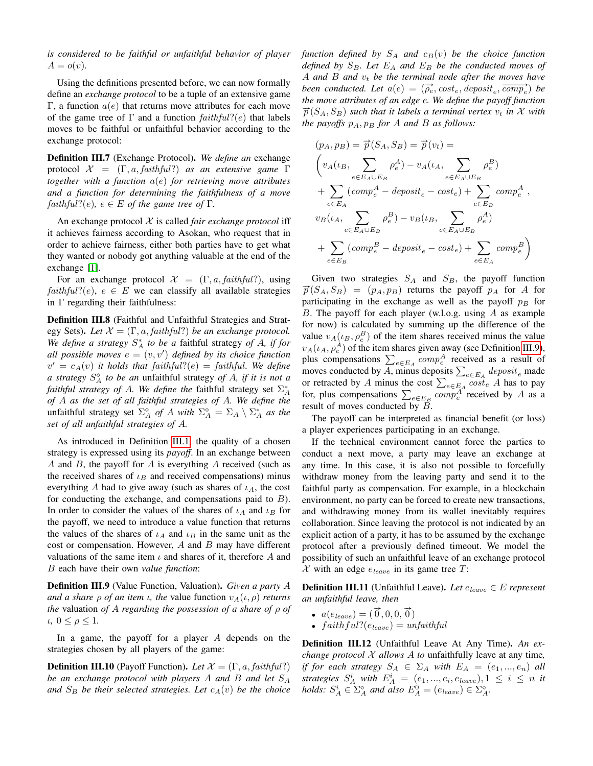*is considered to be faithful or unfaithful behavior of player* $A = o(v)$.

Using the definitions presented before, we can now formally define an *exchange protocol* to be a tuple of an extensive game $\Gamma$, a function $a(e)$ that returns move attributes for each move of the game tree of $\Gamma$ and a function $\mathit{faithful?}(e)$ that labels moves to be faithful or unfaithful behavior according to the exchange protocol:

**Definition III.7** (Exchange Protocol). *We define an* exchange protocol $\mathcal{X} = (\Gamma, a, \mathit{faithful?})$ *as an extensive game* $\Gamma$ *together with a function* $a(e)$ *for retrieving move attributes and a function for determining the faithfulness of a move* $\mathit{faithful?}(e)$, $e \in E$ *of the game tree of* $\Gamma$.

An exchange protocol $\mathcal{X}$ is called *fair exchange protocol* iff it achieves fairness according to Asokan, who request that in order to achieve fairness, either both parties have to get what they wanted or nobody got anything valuable at the end of the exchange [1].

For an exchange protocol $\mathcal{X} = (\Gamma, a, \mathit{faithful?})$, using $\mathit{faithful?}(e)$, $e \in E$ we can classify all available strategies in $\Gamma$ regarding their faithfulness:

**Definition III.8** (Faithful and Unfaithful Strategies and Strategy Sets). *Let* $\mathcal{X} = (\Gamma, a, \mathit{faithful?})$ *be an exchange protocol. We define a strategy* $S_A^*$ *to be a* faithful strategy *of A, if for all possible moves* $e = (v, v')$ *defined by its choice function* $v' = c_A(v)$ *it holds that* $\mathit{faithful?}(e) = \mathit{faithful}$*. We define a strategy* $S_A^\diamond$ *to be an* unfaithful strategy *of A, if it is not a faithful strategy of A. We define the* faithful strategy set $\Sigma_A^*$ *of A as the set of all faithful strategies of A. We define the* unfaithful strategy set $\Sigma_A^\diamond$ *of A with* $\Sigma_A^\diamond = \Sigma_A \setminus \Sigma_A^*$ *as the set of all unfaithful strategies of A.*

As introduced in Definition III.1, the quality of a chosen strategy is expressed using its *payoff*. In an exchange between $A$ and $B$, the payoff for $A$ is everything $A$ received (such as the received shares of $\iota_B$ and received compensations) minus everything $A$ had to give away (such as shares of $\iota_A$, the cost for conducting the exchange, and compensations paid to $B$). In order to consider the values of the shares of $\iota_A$ and $\iota_B$ for the payoff, we need to introduce a value function that returns the values of the shares of $\iota_A$ and $\iota_B$ in the same unit as the cost or compensation. However, $A$ and $B$ may have different valuations of the same item $\iota$ and shares of it, therefore $A$ and $B$ each have their own *value function*:

**Definition III.9** (Value Function, Valuation). *Given a party* $A$ *and a share* $\rho$ *of an item* $\iota$*, the* value function $v_A(\iota, \rho)$ *returns the* valuation *of* $A$ *regarding the possession of a share of* $\rho$ *of* $\iota$, $0 \leq \rho \leq 1$.

In a game, the payoff for a player $A$ depends on the strategies chosen by all players of the game:

**Definition III.10** (Payoff Function). *Let* $\mathcal{X} = (\Gamma, a, \mathit{faithful?})$ *be an exchange protocol with players* $A$ *and* $B$ *and let* $S_A$ *and* $S_B$ *be their selected strategies. Let* $c_A(v)$ *be the choice function defined by* $S_A$ *and* $c_B(v)$ *be the choice function defined by* $S_B$*. Let* $E_A$ *and* $E_B$ *be the conducted moves of* $A$ *and* $B$ *and* $v_t$ *be the terminal node after the moves have been conducted. Let* $a(e) = (\overrightarrow{\rho_e}, \mathit{cost}_e, \mathit{deposit}_e, \overrightarrow{\mathit{comp}_e})$ *be the move attributes of an edge* $e$*. We define the payoff function* $\overrightarrow{p}(S_A, S_B)$ *such that it labels a terminal vertex* $v_t$ *in* $\mathcal{X}$ *with the payoffs* $p_A, p_B$ *for* $A$ *and* $B$ *as follows:*

$$
\begin{aligned}
&(p_A, p_B) = \overrightarrow{p}(S_A, S_B) = \overrightarrow{p}(v_t) = \\
&\Bigg( v_A(\iota_B, \sum_{e \in E_A \cup E_B} \rho_e^A) - v_A(\iota_A, \sum_{e \in E_A \cup E_B} \rho_e^B) \\
&\quad + \sum_{e \in E_A} (\mathit{comp}_e^A - \mathit{deposit}_e - \mathit{cost}_e) + \sum_{e \in E_B} \mathit{comp}_e^A \,, \\
&v_B(\iota_A, \sum_{e \in E_A \cup E_B} \rho_e^B) - v_B(\iota_B, \sum_{e \in E_A \cup E_B} \rho_e^A) \\
&\quad + \sum_{e \in E_B} (\mathit{comp}_e^B - \mathit{deposit}_e - \mathit{cost}_e) + \sum_{e \in E_A} \mathit{comp}_e^B \Bigg)
\end{aligned}
$$

Given two strategies $S_A$ and $S_B$, the payoff function $\overrightarrow{p}(S_A, S_B) = (p_A, p_B)$ returns the payoff $p_A$ for $A$ for participating in the exchange as well as the payoff $p_B$ for $B$. The payoff for each player (w.l.o.g. using $A$ as example for now) is calculated by summing up the difference of the value $v_A(\iota_B, \rho_e^B)$ of the item shares received minus the value $v_A(\iota_A, \rho_e^A)$ of the item shares given away (see Definition III.9), plus compensations $\sum_{e \in E_A} \mathit{comp}_e^A$ received as a result of moves conducted by $A$, minus deposits $\sum_{e \in E_A} \mathit{deposit}_e$ made or retracted by $A$ minus the cost $\sum_{e \in E_A} \mathit{cost}_e$ $A$ has to pay for, plus compensations $\sum_{e \in E_B} \mathit{comp}_e^A$ received by $A$ as a result of moves conducted by $B$.

The payoff can be interpreted as financial benefit (or loss) a player experiences participating in an exchange.

If the technical environment cannot force the parties to conduct a next move, a party may leave an exchange at any time. In this case, it is also not possible to forcefully withdraw money from the leaving party and send it to the faithful party as compensation. For example, in a blockchain environment, no party can be forced to create new transactions, and withdrawing money from its wallet inevitably requires collaboration. Since leaving the protocol is not indicated by an explicit action of a party, it has to be assumed by the exchange protocol after a previously defined timeout. We model the possibility of such an unfaithful leave of an exchange protocol $\mathcal{X}$ with an edge $e_{leave}$ in its game tree $T$:

**Definition III.11** (Unfaithful Leave). *Let* $e_{leave} \in E$ *represent an unfaithful leave, then*

- $a(e_{leave}) = (\vec{0}, 0, 0, \vec{0})$
- $\mathit{faithful?}(e_{leave}) = \mathit{unfaithful}$

**Definition III.12** (Unfaithful Leave At Any Time). *An exchange protocol* $\mathcal{X}$ *allows* $A$ *to* unfaithfully leave at any time*, if for each strategy* $S_A \in \Sigma_A$ *with* $E_A = (e_1, ..., e_n)$ *all strategies* $S_A^i$ *with* $E_A^i = (e_1, ..., e_i, e_{leave}), 1 \leq i \leq n$ *it holds:* $S_A^i \in \Sigma_A^\diamond$ *and also* $E_A^0 = (e_{leave}) \in \Sigma_A^\diamond$.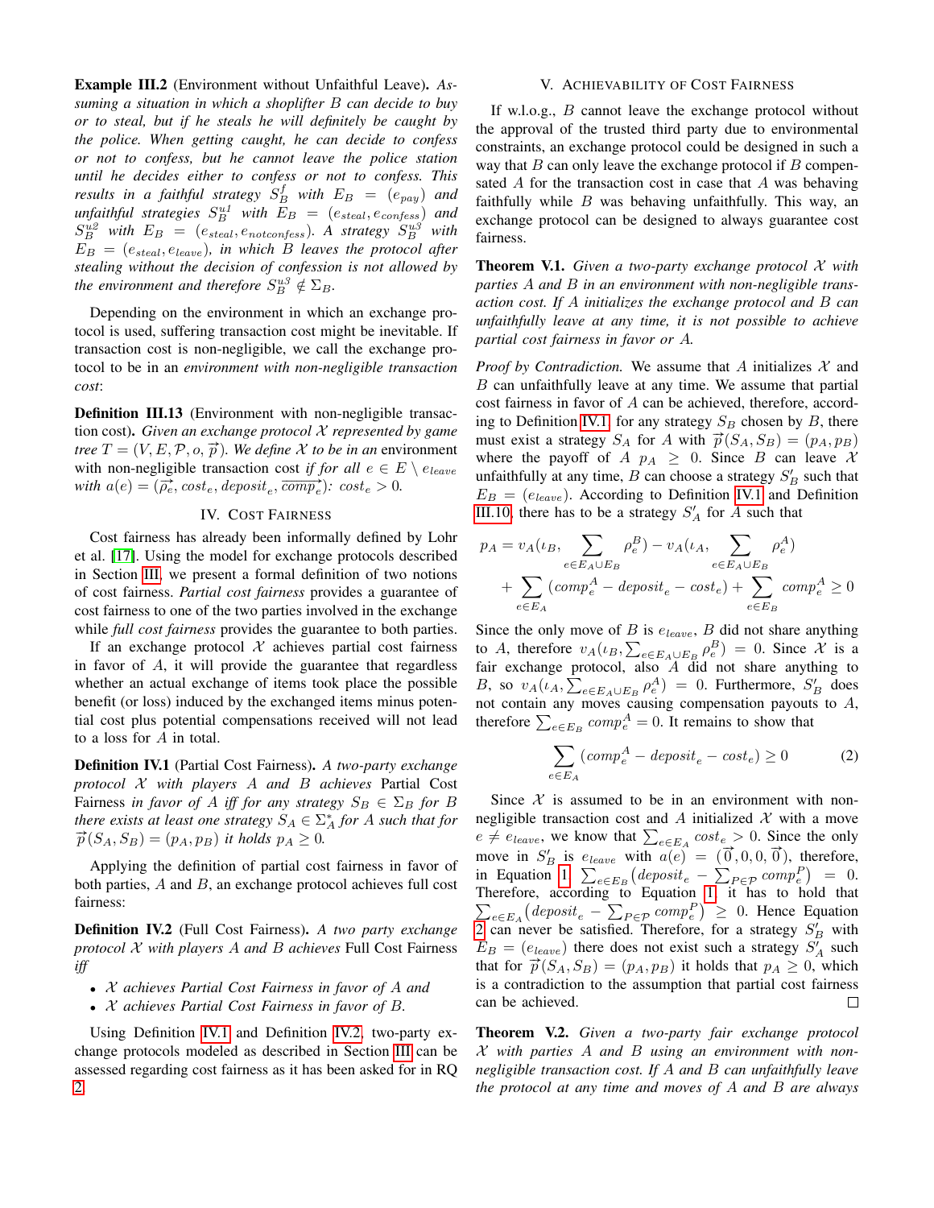**Example III.2** (Environment without Unfaithful Leave)**.** *Assuming a situation in which a shoplifter $B$ can decide to buy or to steal, but if he steals he will definitely be caught by the police. When getting caught, he can decide to confess or not to confess, but he cannot leave the police station until he decides either to confess or not to confess. This results in a faithful strategy $S_B^f$ with $E_B = (e_{pay})$ and unfaithful strategies $S_B^{u1}$ with $E_B = (e_{steal}, e_{confess})$ and $S_B^{u2}$ with $E_B = (e_{steal}, e_{notconfess})$. A strategy $S_B^{u3}$ with $E_B = (e_{steal}, e_{leave})$, in which $B$ leaves the protocol after stealing without the decision of confession is not allowed by the environment and therefore $S_B^{u3} \notin \Sigma_B$.*

Depending on the environment in which an exchange protocol is used, suffering transaction cost might be inevitable. If transaction cost is non-negligible, we call the exchange protocol to be in an *environment with non-negligible transaction cost*:

**Definition III.13** (Environment with non-negligible transaction cost)**.** *Given an exchange protocol $\mathcal{X}$ represented by game tree $T = (V, E, \mathcal{P}, o, \vec{p})$. We define $\mathcal{X}$ to be in an* environment with non-negligible transaction cost *if for all $e \in E \setminus e_{leave}$ with $a(e) = (\vec{\rho_e}, cost_e, deposit_e, \vec{comp_e})$: $cost_e > 0$.*

## IV. Cost Fairness

Cost fairness has already been informally defined by Lohr et al. [17]. Using the model for exchange protocols described in Section III, we present a formal definition of two notions of cost fairness. *Partial cost fairness* provides a guarantee of cost fairness to one of the two parties involved in the exchange while *full cost fairness* provides the guarantee to both parties.

If an exchange protocol $\mathcal{X}$ achieves partial cost fairness in favor of $A$, it will provide the guarantee that regardless whether an actual exchange of items took place the possible benefit (or loss) induced by the exchanged items minus potential cost plus potential compensations received will not lead to a loss for $A$ in total.

**Definition IV.1** (Partial Cost Fairness)**.** *A two-party exchange protocol $\mathcal{X}$ with players $A$ and $B$ achieves* Partial Cost Fairness *in favor of $A$ iff for any strategy $S_B \in \Sigma_B$ for $B$ there exists at least one strategy $S_A \in \Sigma_A^*$ for $A$ such that for $\vec{p}(S_A, S_B) = (p_A, p_B)$ it holds $p_A \geq 0$.*

Applying the definition of partial cost fairness in favor of both parties, $A$ and $B$, an exchange protocol achieves full cost fairness:

**Definition IV.2** (Full Cost Fairness)**.** *A two party exchange protocol $\mathcal{X}$ with players $A$ and $B$ achieves* Full Cost Fairness *iff*

- *$\mathcal{X}$ achieves Partial Cost Fairness in favor of $A$ and*
- *$\mathcal{X}$ achieves Partial Cost Fairness in favor of $B$.*

Using Definition IV.1 and Definition IV.2, two-party exchange protocols modeled as described in Section III can be assessed regarding cost fairness as it has been asked for in RQ 2.

## V. Achievability of Cost Fairness

If w.l.o.g., $B$ cannot leave the exchange protocol without the approval of the trusted third party due to environmental constraints, an exchange protocol could be designed in such a way that $B$ can only leave the exchange protocol if $B$ compensated $A$ for the transaction cost in case that $A$ was behaving faithfully while $B$ was behaving unfaithfully. This way, an exchange protocol can be designed to always guarantee cost fairness.

**Theorem V.1.** *Given a two-party exchange protocol $\mathcal{X}$ with parties $A$ and $B$ in an environment with non-negligible transaction cost. If $A$ initializes the exchange protocol and $B$ can unfaithfully leave at any time, it is not possible to achieve partial cost fairness in favor or $A$.*

*Proof by Contradiction.* We assume that $A$ initializes $\mathcal{X}$ and $B$ can unfaithfully leave at any time. We assume that partial cost fairness in favor of $A$ can be achieved, therefore, according to Definition IV.1, for any strategy $S_B$ chosen by $B$, there must exist a strategy $S_A$ for $A$ with $\vec{p}(S_A, S_B) = (p_A, p_B)$ where the payoff of $A$ $p_A \geq 0$. Since $B$ can leave $\mathcal{X}$ unfaithfully at any time, $B$ can choose a strategy $S'_B$ such that $E_B = (e_{leave})$. According to Definition IV.1 and Definition III.10, there has to be a strategy $S'_A$ for $A$ such that

$$p_A = v_A(\iota_B, \sum_{e \in E_A \cup E_B} \rho_e^B) - v_A(\iota_A, \sum_{e \in E_A \cup E_B} \rho_e^A) + \sum_{e \in E_A} (comp_e^A - deposit_e - cost_e) + \sum_{e \in E_B} comp_e^A \geq 0$$

Since the only move of $B$ is $e_{leave}$, $B$ did not share anything to $A$, therefore $v_A(\iota_B, \sum_{e \in E_A \cup E_B} \rho_e^B) = 0$. Since $\mathcal{X}$ is a fair exchange protocol, also $A$ did not share anything to $B$, so $v_A(\iota_A, \sum_{e \in E_A \cup E_B} \rho_e^A) = 0$. Furthermore, $S'_B$ does not contain any moves causing compensation payouts to $A$, therefore $\sum_{e \in E_B} comp_e^A = 0$. It remains to show that

$$\sum_{e \in E_A} (comp_e^A - deposit_e - cost_e) \geq 0 \tag{2}$$

Since $\mathcal{X}$ is assumed to be in an environment with non-negligible transaction cost and $A$ initialized $\mathcal{X}$ with a move $e \neq e_{leave}$, we know that $\sum_{e \in E_A} cost_e > 0$. Since the only move in $S'_B$ is $e_{leave}$ with $a(e) = (\vec{0}, 0, 0, \vec{0})$, therefore, in Equation 1 $\sum_{e \in E_B} \big(deposit_e - \sum_{P \in \mathcal{P}} comp_e^P\big) = 0$. Therefore, according to Equation 1 it has to hold that $\sum_{e \in E_A} \big(deposit_e - \sum_{P \in \mathcal{P}} comp_e^P\big) \geq 0$. Hence Equation 2 can never be satisfied. Therefore, for a strategy $S'_B$ with $E_B = (e_{leave})$ there does not exist such a strategy $S'_A$ such that for $\vec{p}(S_A, S_B) = (p_A, p_B)$ it holds that $p_A \geq 0$, which is a contradiction to the assumption that partial cost fairness can be achieved. □

**Theorem V.2.** *Given a two-party fair exchange protocol $\mathcal{X}$ with parties $A$ and $B$ using an environment with non-negligible transaction cost. If $A$ and $B$ can unfaithfully leave the protocol at any time and moves of $A$ and $B$ are always*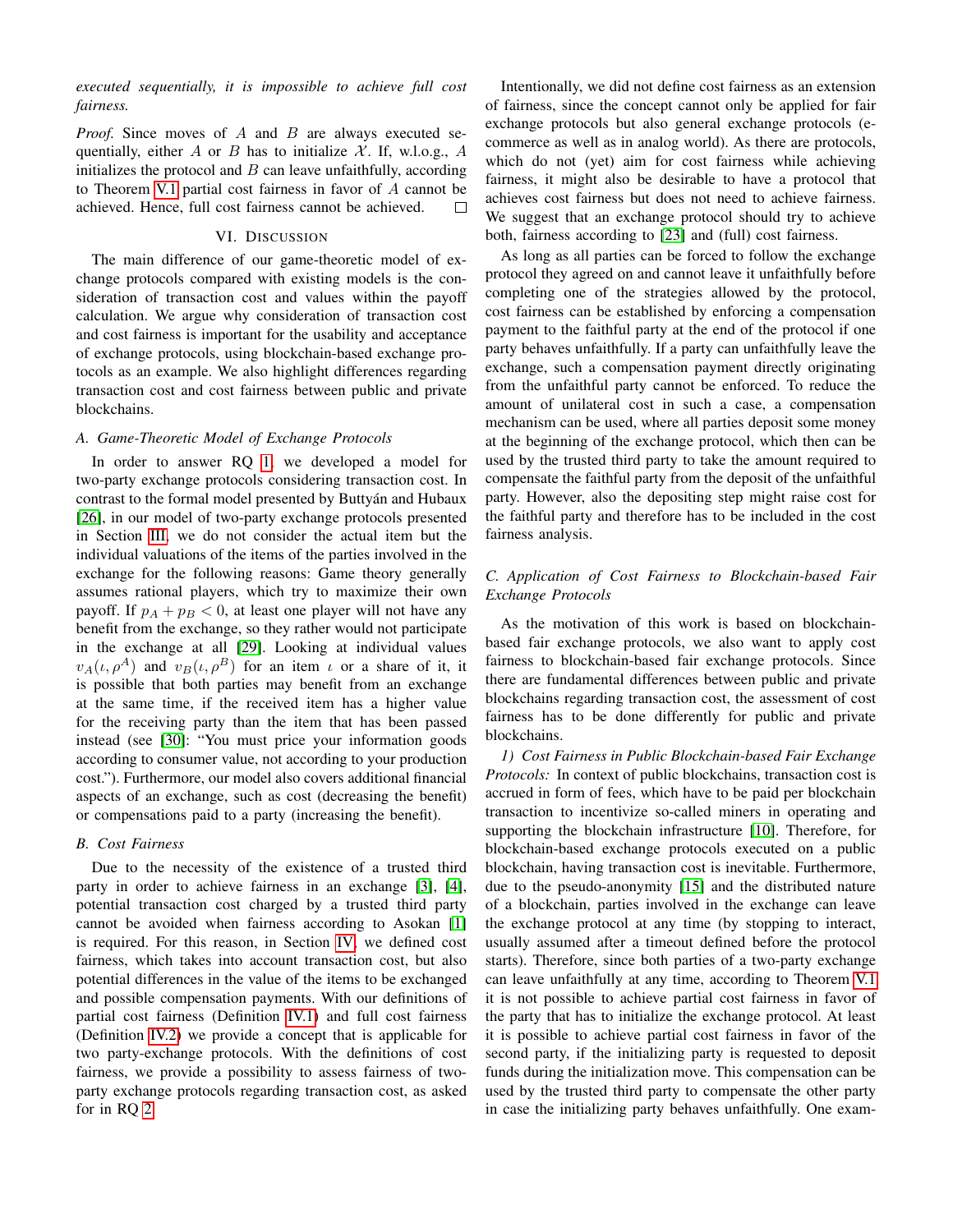*executed sequentially, it is impossible to achieve full cost fairness.*

*Proof.* Since moves of $A$ and $B$ are always executed sequentially, either $A$ or $B$ has to initialize $\mathcal{X}$. If, w.l.o.g., $A$ initializes the protocol and $B$ can leave unfaithfully, according to Theorem V.1 partial cost fairness in favor of $A$ cannot be achieved. Hence, full cost fairness cannot be achieved. □

## VI. Discussion

The main difference of our game-theoretic model of exchange protocols compared with existing models is the consideration of transaction cost and values within the payoff calculation. We argue why consideration of transaction cost and cost fairness is important for the usability and acceptance of exchange protocols, using blockchain-based exchange protocols as an example. We also highlight differences regarding transaction cost and cost fairness between public and private blockchains.

### A. Game-Theoretic Model of Exchange Protocols

In order to answer RQ 1, we developed a model for two-party exchange protocols considering transaction cost. In contrast to the formal model presented by Buttyán and Hubaux [26], in our model of two-party exchange protocols presented in Section III, we do not consider the actual item but the individual valuations of the items of the parties involved in the exchange for the following reasons: Game theory generally assumes rational players, which try to maximize their own payoff. If $p_A + p_B < 0$, at least one player will not have any benefit from the exchange, so they rather would not participate in the exchange at all [29]. Looking at individual values $v_A(\iota, \rho^A)$ and $v_B(\iota, \rho^B)$ for an item $\iota$ or a share of it, it is possible that both parties may benefit from an exchange at the same time, if the received item has a higher value for the receiving party than the item that has been passed instead (see [30]: "You must price your information goods according to consumer value, not according to your production cost."). Furthermore, our model also covers additional financial aspects of an exchange, such as cost (decreasing the benefit) or compensations paid to a party (increasing the benefit).

### B. Cost Fairness

Due to the necessity of the existence of a trusted third party in order to achieve fairness in an exchange [3], [4], potential transaction cost charged by a trusted third party cannot be avoided when fairness according to Asokan [1] is required. For this reason, in Section IV, we defined cost fairness, which takes into account transaction cost, but also potential differences in the value of the items to be exchanged and possible compensation payments. With our definitions of partial cost fairness (Definition IV.1) and full cost fairness (Definition IV.2) we provide a concept that is applicable for two party-exchange protocols. With the definitions of cost fairness, we provide a possibility to assess fairness of two-party exchange protocols regarding transaction cost, as asked for in RQ 2.

Intentionally, we did not define cost fairness as an extension of fairness, since the concept cannot only be applied for fair exchange protocols but also general exchange protocols (e-commerce as well as in analog world). As there are protocols, which do not (yet) aim for cost fairness while achieving fairness, it might also be desirable to have a protocol that achieves cost fairness but does not need to achieve fairness. We suggest that an exchange protocol should try to achieve both, fairness according to [23] and (full) cost fairness.

As long as all parties can be forced to follow the exchange protocol they agreed on and cannot leave it unfaithfully before completing one of the strategies allowed by the protocol, cost fairness can be established by enforcing a compensation payment to the faithful party at the end of the protocol if one party behaves unfaithfully. If a party can unfaithfully leave the exchange, such a compensation payment directly originating from the unfaithful party cannot be enforced. To reduce the amount of unilateral cost in such a case, a compensation mechanism can be used, where all parties deposit some money at the beginning of the exchange protocol, which then can be used by the trusted third party to take the amount required to compensate the faithful party from the deposit of the unfaithful party. However, also the depositing step might raise cost for the faithful party and therefore has to be included in the cost fairness analysis.

### C. Application of Cost Fairness to Blockchain-based Fair Exchange Protocols

As the motivation of this work is based on blockchain-based fair exchange protocols, we also want to apply cost fairness to blockchain-based fair exchange protocols. Since there are fundamental differences between public and private blockchains regarding transaction cost, the assessment of cost fairness has to be done differently for public and private blockchains.

*1) Cost Fairness in Public Blockchain-based Fair Exchange Protocols:* In context of public blockchains, transaction cost is accrued in form of fees, which have to be paid per blockchain transaction to incentivize so-called miners in operating and supporting the blockchain infrastructure [10]. Therefore, for blockchain-based exchange protocols executed on a public blockchain, having transaction cost is inevitable. Furthermore, due to the pseudo-anonymity [15] and the distributed nature of a blockchain, parties involved in the exchange can leave the exchange protocol at any time (by stopping to interact, usually assumed after a timeout defined before the protocol starts). Therefore, since both parties of a two-party exchange can leave unfaithfully at any time, according to Theorem V.1 it is not possible to achieve partial cost fairness in favor of the party that has to initialize the exchange protocol. At least it is possible to achieve partial cost fairness in favor of the second party, if the initializing party is requested to deposit funds during the initialization move. This compensation can be used by the trusted third party to compensate the other party in case the initializing party behaves unfaithfully. One exam-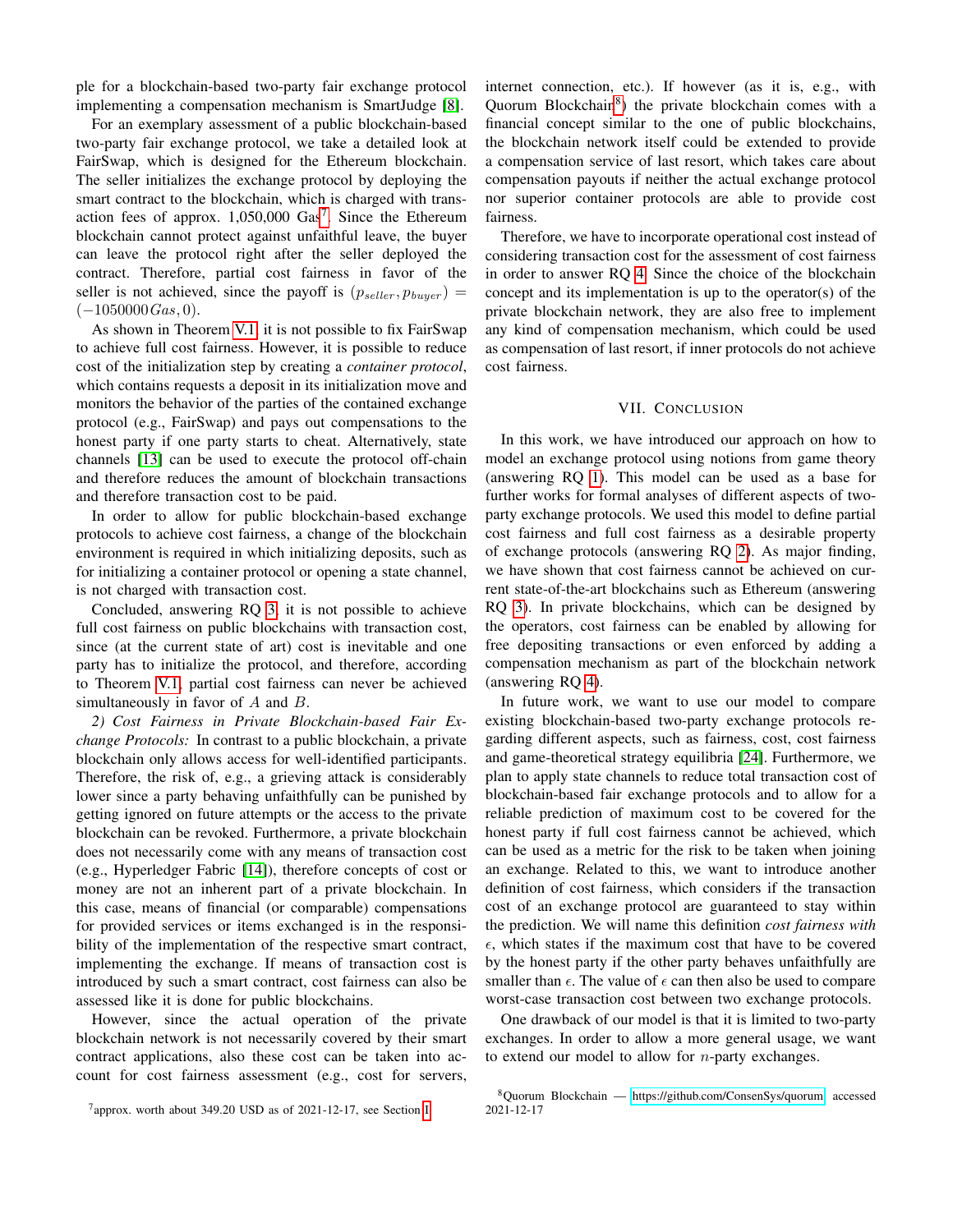ple for a blockchain-based two-party fair exchange protocol implementing a compensation mechanism is SmartJudge [8].

For an exemplary assessment of a public blockchain-based two-party fair exchange protocol, we take a detailed look at FairSwap, which is designed for the Ethereum blockchain. The seller initializes the exchange protocol by deploying the smart contract to the blockchain, which is charged with transaction fees of approx. 1,050,000 Gas[7]. Since the Ethereum blockchain cannot protect against unfaithful leave, the buyer can leave the protocol right after the seller deployed the contract. Therefore, partial cost fairness in favor of the seller is not achieved, since the payoff is $(p_{seller}, p_{buyer}) = (-1050000Gas, 0)$.

As shown in Theorem V.1, it is not possible to fix FairSwap to achieve full cost fairness. However, it is possible to reduce cost of the initialization step by creating a *container protocol*, which contains requests a deposit in its initialization move and monitors the behavior of the parties of the contained exchange protocol (e.g., FairSwap) and pays out compensations to the honest party if one party starts to cheat. Alternatively, state channels [13] can be used to execute the protocol off-chain and therefore reduces the amount of blockchain transactions and therefore transaction cost to be paid.

In order to allow for public blockchain-based exchange protocols to achieve cost fairness, a change of the blockchain environment is required in which initializing deposits, such as for initializing a container protocol or opening a state channel, is not charged with transaction cost.

Concluded, answering RQ 3, it is not possible to achieve full cost fairness on public blockchains with transaction cost, since (at the current state of art) cost is inevitable and one party has to initialize the protocol, and therefore, according to Theorem V.1, partial cost fairness can never be achieved simultaneously in favor of $A$ and $B$.

*2) Cost Fairness in Private Blockchain-based Fair Exchange Protocols:* In contrast to a public blockchain, a private blockchain only allows access for well-identified participants. Therefore, the risk of, e.g., a grieving attack is considerably lower since a party behaving unfaithfully can be punished by getting ignored on future attempts or the access to the private blockchain can be revoked. Furthermore, a private blockchain does not necessarily come with any means of transaction cost (e.g., Hyperledger Fabric [14]), therefore concepts of cost or money are not an inherent part of a private blockchain. In this case, means of financial (or comparable) compensations for provided services or items exchanged is in the responsibility of the implementation of the respective smart contract, implementing the exchange. If means of transaction cost is introduced by such a smart contract, cost fairness can also be assessed like it is done for public blockchains.

However, since the actual operation of the private blockchain network is not necessarily covered by their smart contract applications, also these cost can be taken into account for cost fairness assessment (e.g., cost for servers, internet connection, etc.). If however (as it is, e.g., with Quorum Blockchain[8]) the private blockchain comes with a financial concept similar to the one of public blockchains, the blockchain network itself could be extended to provide a compensation service of last resort, which takes care about compensation payouts if neither the actual exchange protocol nor superior container protocols are able to provide cost fairness.

Therefore, we have to incorporate operational cost instead of considering transaction cost for the assessment of cost fairness in order to answer RQ 4. Since the choice of the blockchain concept and its implementation is up to the operator(s) of the private blockchain network, they are also free to implement any kind of compensation mechanism, which could be used as compensation of last resort, if inner protocols do not achieve cost fairness.

## VII. Conclusion

In this work, we have introduced our approach on how to model an exchange protocol using notions from game theory (answering RQ 1). This model can be used as a base for further works for formal analyses of different aspects of two-party exchange protocols. We used this model to define partial cost fairness and full cost fairness as a desirable property of exchange protocols (answering RQ 2). As major finding, we have shown that cost fairness cannot be achieved on current state-of-the-art blockchains such as Ethereum (answering RQ 3). In private blockchains, which can be designed by the operators, cost fairness can be enabled by allowing for free depositing transactions or even enforced by adding a compensation mechanism as part of the blockchain network (answering RQ 4).

In future work, we want to use our model to compare existing blockchain-based two-party exchange protocols regarding different aspects, such as fairness, cost, cost fairness and game-theoretical strategy equilibria [24]. Furthermore, we plan to apply state channels to reduce total transaction cost of blockchain-based fair exchange protocols and to allow for a reliable prediction of maximum cost to be covered for the honest party if full cost fairness cannot be achieved, which can be used as a metric for the risk to be taken when joining an exchange. Related to this, we want to introduce another definition of cost fairness, which considers if the transaction cost of an exchange protocol are guaranteed to stay within the prediction. We will name this definition *cost fairness with* $\epsilon$, which states if the maximum cost that have to be covered by the honest party if the other party behaves unfaithfully are smaller than $\epsilon$. The value of $\epsilon$ can then also be used to compare worst-case transaction cost between two exchange protocols.

One drawback of our model is that it is limited to two-party exchanges. In order to allow a more general usage, we want to extend our model to allow for $n$-party exchanges.

[7] approx. worth about 349.20 USD as of 2021-12-17, see Section I

[8] Quorum Blockchain — https://github.com/ConsenSys/quorum, accessed 2021-12-17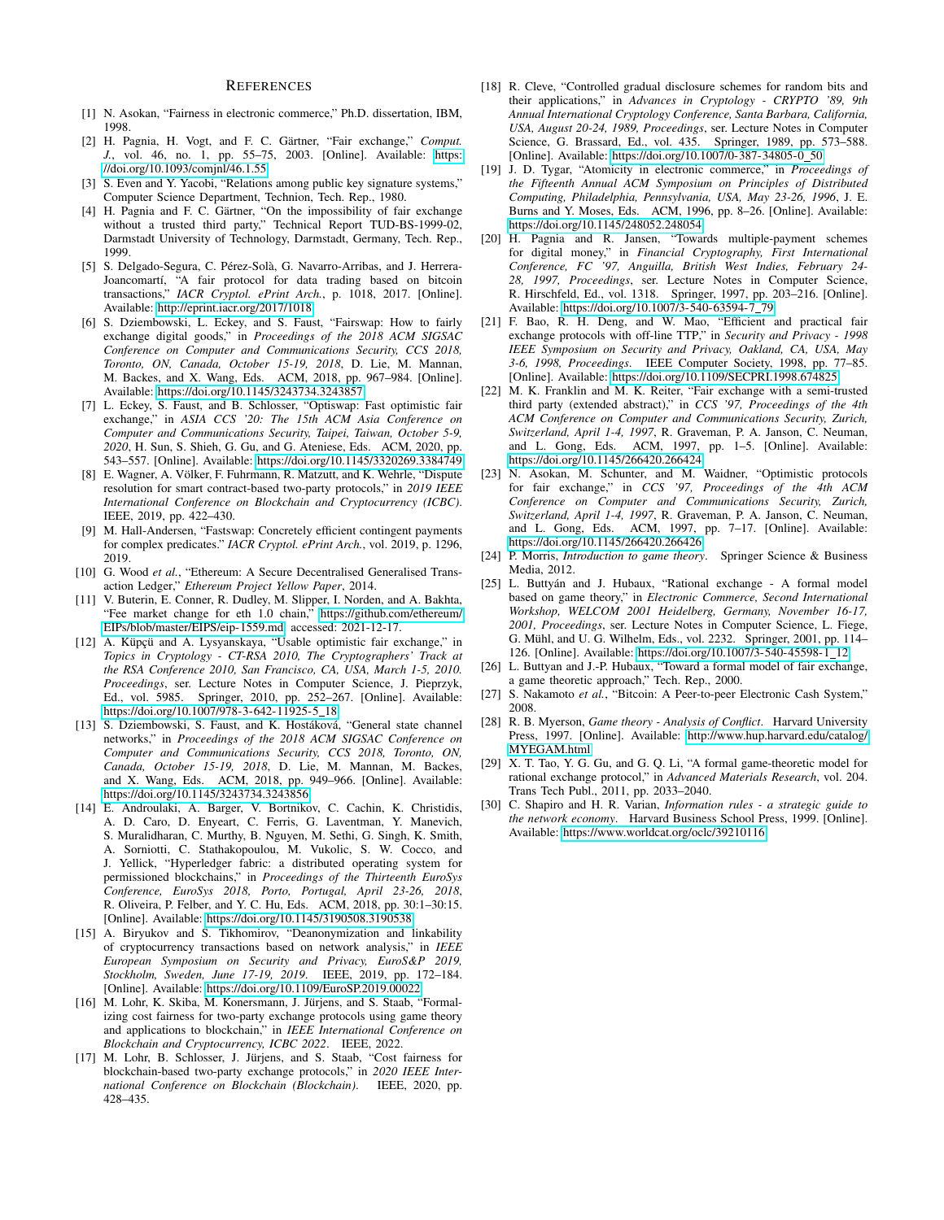## References

[1] N. Asokan, "Fairness in electronic commerce," Ph.D. dissertation, IBM, 1998.

[2] H. Pagnia, H. Vogt, and F. C. Gärtner, "Fair exchange," *Comput. J.*, vol. 46, no. 1, pp. 55–75, 2003. [Online]. Available: https://doi.org/10.1093/comjnl/46.1.55

[3] S. Even and Y. Yacobi, "Relations among public key signature systems," Computer Science Department, Technion, Tech. Rep., 1980.

[4] H. Pagnia and F. C. Gärtner, "On the impossibility of fair exchange without a trusted third party," Technical Report TUD-BS-1999-02, Darmstadt University of Technology, Darmstadt, Germany, Tech. Rep., 1999.

[5] S. Delgado-Segura, C. Pérez-Solà, G. Navarro-Arribas, and J. Herrera-Joancomartí, "A fair protocol for data trading based on bitcoin transactions," *IACR Cryptol. ePrint Arch.*, p. 1018, 2017. [Online]. Available: http://eprint.iacr.org/2017/1018

[6] S. Dziembowski, L. Eckey, and S. Faust, "Fairswap: How to fairly exchange digital goods," in *Proceedings of the 2018 ACM SIGSAC Conference on Computer and Communications Security, CCS 2018, Toronto, ON, Canada, October 15-19, 2018*, D. Lie, M. Mannan, M. Backes, and X. Wang, Eds. ACM, 2018, pp. 967–984. [Online]. Available: https://doi.org/10.1145/3243734.3243857

[7] L. Eckey, S. Faust, and B. Schlosser, "Optiswap: Fast optimistic fair exchange," in *ASIA CCS '20: The 15th ACM Asia Conference on Computer and Communications Security, Taipei, Taiwan, October 5-9, 2020*, H. Sun, S. Shieh, G. Gu, and G. Ateniese, Eds. ACM, 2020, pp. 543–557. [Online]. Available: https://doi.org/10.1145/3320269.3384749

[8] E. Wagner, A. Völker, F. Fuhrmann, R. Matzutt, and K. Wehrle, "Dispute resolution for smart contract-based two-party protocols," in *2019 IEEE International Conference on Blockchain and Cryptocurrency (ICBC)*. IEEE, 2019, pp. 422–430.

[9] M. Hall-Andersen, "Fastswap: Concretely efficient contingent payments for complex predicates." *IACR Cryptol. ePrint Arch.*, vol. 2019, p. 1296, 2019.

[10] G. Wood *et al.*, "Ethereum: A Secure Decentralised Generalised Transaction Ledger," *Ethereum Project Yellow Paper*, 2014.

[11] V. Buterin, E. Conner, R. Dudley, M. Slipper, I. Norden, and A. Bakhta, "Fee market change for eth 1.0 chain," https://github.com/ethereum/EIPs/blob/master/EIPS/eip-1559.md, accessed: 2021-12-17.

[12] A. Küpçü and A. Lysyanskaya, "Usable optimistic fair exchange," in *Topics in Cryptology - CT-RSA 2010, The Cryptographers' Track at the RSA Conference 2010, San Francisco, CA, USA, March 1-5, 2010. Proceedings*, ser. Lecture Notes in Computer Science, J. Pieprzyk, Ed., vol. 5985. Springer, 2010, pp. 252–267. [Online]. Available: https://doi.org/10.1007/978-3-642-11925-5_18

[13] S. Dziembowski, S. Faust, and K. Hostáková, "General state channel networks," in *Proceedings of the 2018 ACM SIGSAC Conference on Computer and Communications Security, CCS 2018, Toronto, ON, Canada, October 15-19, 2018*, D. Lie, M. Mannan, M. Backes, and X. Wang, Eds. ACM, 2018, pp. 949–966. [Online]. Available: https://doi.org/10.1145/3243734.3243856

[14] E. Androulaki, A. Barger, V. Bortnikov, C. Cachin, K. Christidis, A. D. Caro, D. Enyeart, C. Ferris, G. Laventman, Y. Manevich, S. Muralidharan, C. Murthy, B. Nguyen, M. Sethi, G. Singh, K. Smith, A. Sorniotti, C. Stathakopoulou, M. Vukolic, S. W. Cocco, and J. Yellick, "Hyperledger fabric: a distributed operating system for permissioned blockchains," in *Proceedings of the Thirteenth EuroSys Conference, EuroSys 2018, Porto, Portugal, April 23-26, 2018*, R. Oliveira, P. Felber, and Y. C. Hu, Eds. ACM, 2018, pp. 30:1–30:15. [Online]. Available: https://doi.org/10.1145/3190508.3190538

[15] A. Biryukov and S. Tikhomirov, "Deanonymization and linkability of cryptocurrency transactions based on network analysis," in *IEEE European Symposium on Security and Privacy, EuroS&P 2019, Stockholm, Sweden, June 17-19, 2019*. IEEE, 2019, pp. 172–184. [Online]. Available: https://doi.org/10.1109/EuroSP.2019.00022

[16] M. Lohr, K. Skiba, M. Konersmann, J. Jürjens, and S. Staab, "Formalizing cost fairness for two-party exchange protocols using game theory and applications to blockchain," in *IEEE International Conference on Blockchain and Cryptocurrency, ICBC 2022*. IEEE, 2022.

[17] M. Lohr, B. Schlosser, J. Jürjens, and S. Staab, "Cost fairness for blockchain-based two-party exchange protocols," in *2020 IEEE International Conference on Blockchain (Blockchain)*. IEEE, 2020, pp. 428–435.

[18] R. Cleve, "Controlled gradual disclosure schemes for random bits and their applications," in *Advances in Cryptology - CRYPTO '89, 9th Annual International Cryptology Conference, Santa Barbara, California, USA, August 20-24, 1989, Proceedings*, ser. Lecture Notes in Computer Science, G. Brassard, Ed., vol. 435. Springer, 1989, pp. 573–588. [Online]. Available: https://doi.org/10.1007/0-387-34805-0_50

[19] J. D. Tygar, "Atomicity in electronic commerce," in *Proceedings of the Fifteenth Annual ACM Symposium on Principles of Distributed Computing, Philadelphia, Pennsylvania, USA, May 23-26, 1996*, J. E. Burns and Y. Moses, Eds. ACM, 1996, pp. 8–26. [Online]. Available: https://doi.org/10.1145/248052.248054

[20] H. Pagnia and R. Jansen, "Towards multiple-payment schemes for digital money," in *Financial Cryptography, First International Conference, FC '97, Anguilla, British West Indies, February 24-28, 1997, Proceedings*, ser. Lecture Notes in Computer Science, R. Hirschfeld, Ed., vol. 1318. Springer, 1997, pp. 203–216. [Online]. Available: https://doi.org/10.1007/3-540-63594-7_79

[21] F. Bao, R. H. Deng, and W. Mao, "Efficient and practical fair exchange protocols with off-line TTP," in *Security and Privacy - 1998 IEEE Symposium on Security and Privacy, Oakland, CA, USA, May 3-6, 1998, Proceedings*. IEEE Computer Society, 1998, pp. 77–85. [Online]. Available: https://doi.org/10.1109/SECPRI.1998.674825

[22] M. K. Franklin and M. K. Reiter, "Fair exchange with a semi-trusted third party (extended abstract)," in *CCS '97, Proceedings of the 4th ACM Conference on Computer and Communications Security, Zurich, Switzerland, April 1-4, 1997*, R. Graveman, P. A. Janson, C. Neuman, and L. Gong, Eds. ACM, 1997, pp. 1–5. [Online]. Available: https://doi.org/10.1145/266420.266424

[23] N. Asokan, M. Schunter, and M. Waidner, "Optimistic protocols for fair exchange," in *CCS '97, Proceedings of the 4th ACM Conference on Computer and Communications Security, Zurich, Switzerland, April 1-4, 1997*, R. Graveman, P. A. Janson, C. Neuman, and L. Gong, Eds. ACM, 1997, pp. 7–17. [Online]. Available: https://doi.org/10.1145/266420.266426

[24] P. Morris, *Introduction to game theory*. Springer Science & Business Media, 2012.

[25] L. Buttyán and J. Hubaux, "Rational exchange - A formal model based on game theory," in *Electronic Commerce, Second International Workshop, WELCOM 2001 Heidelberg, Germany, November 16-17, 2001, Proceedings*, ser. Lecture Notes in Computer Science, L. Fiege, G. Mühl, and U. G. Wilhelm, Eds., vol. 2232. Springer, 2001, pp. 114–126. [Online]. Available: https://doi.org/10.1007/3-540-45598-1_12

[26] L. Buttyan and J.-P. Hubaux, "Toward a formal model of fair exchange, a game theoretic approach," Tech. Rep., 2000.

[27] S. Nakamoto *et al.*, "Bitcoin: A Peer-to-peer Electronic Cash System," 2008.

[28] R. B. Myerson, *Game theory - Analysis of Conflict*. Harvard University Press, 1997. [Online]. Available: http://www.hup.harvard.edu/catalog/MYEGAM.html

[29] X. T. Tao, Y. G. Gu, and G. Q. Li, "A formal game-theoretic model for rational exchange protocol," in *Advanced Materials Research*, vol. 204. Trans Tech Publ., 2011, pp. 2033–2040.

[30] C. Shapiro and H. R. Varian, *Information rules - a strategic guide to the network economy*. Harvard Business School Press, 1999. [Online]. Available: https://www.worldcat.org/oclc/39210116